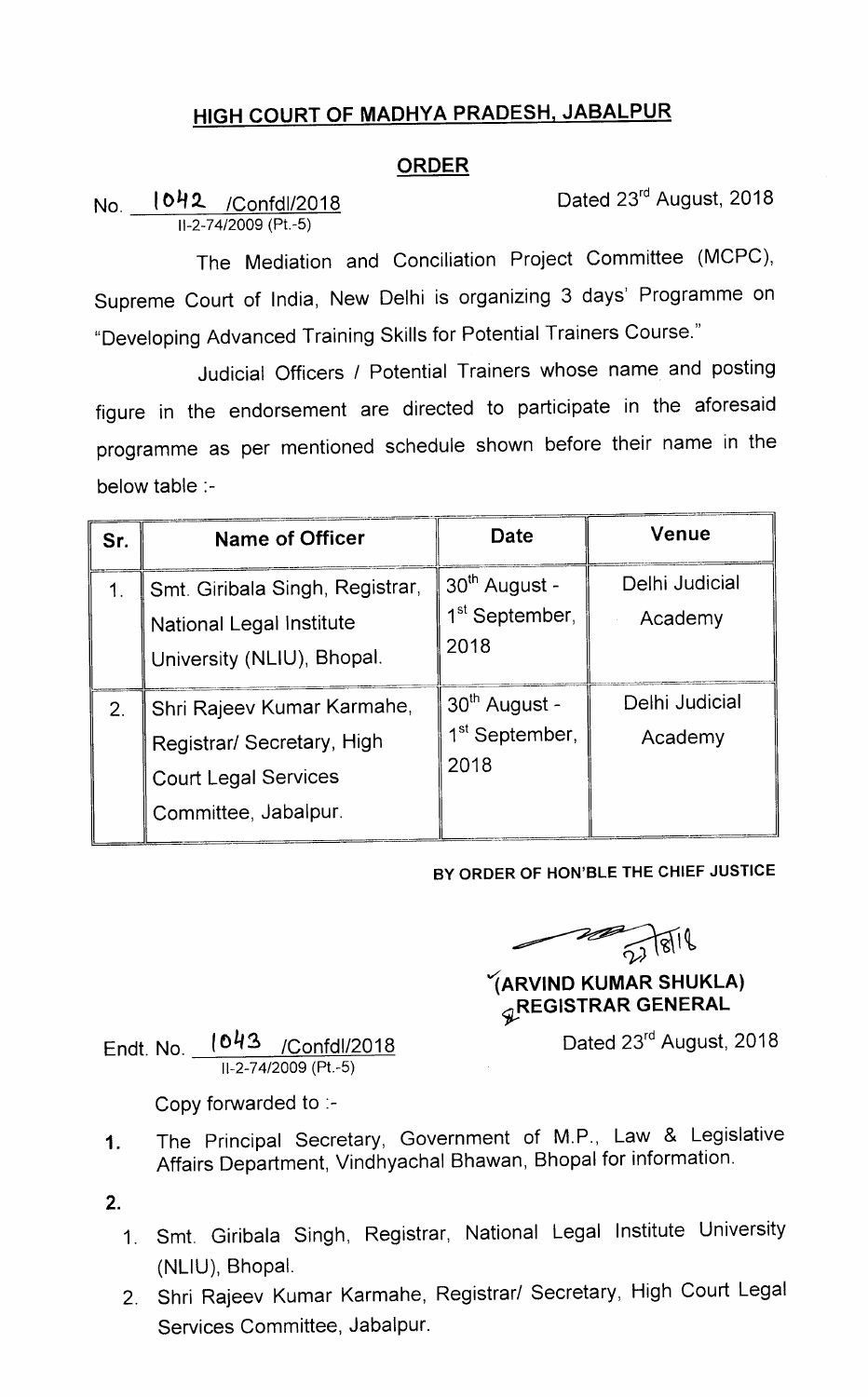# HIGH COURT OF MADHYA PRADESH, JABALPUR

## ORDER

No. 1042 /Confdl/2018 Dated 23rd August, 2018
II-2-74/2009 (Pt.-5)

The Mediation and Conciliation Project Committee (MCPC), Supreme Court of India, New Delhi is organizing 3 days' Programme on "Developing Advanced Training Skills for Potential Trainers Course."

Judicial Officers / Potential Trainers whose name and posting figure in the endorsement are directed to participate in the aforesaid programme as per mentioned schedule shown before their name in the below table :-

| Sr. | Name of Officer | Date | Venue |
|---|---|---|---|
| 1. | Smt. Giribala Singh, Registrar, National Legal Institute University (NLIU), Bhopal. | 30th August - 1st September, 2018 | Delhi Judicial Academy |
| 2. | Shri Rajeev Kumar Karmahe, Registrar/ Secretary, High Court Legal Services Committee, Jabalpur. | 30th August - 1st September, 2018 | Delhi Judicial Academy |

**BY ORDER OF HON'BLE THE CHIEF JUSTICE**

22/8/18

**(ARVIND KUMAR SHUKLA)**
**REGISTRAR GENERAL**

Endt. No. 1043 /Confdl/2018 Dated 23rd August, 2018
II-2-74/2009 (Pt.-5)

Copy forwarded to :-

1. The Principal Secretary, Government of M.P., Law & Legislative Affairs Department, Vindhyachal Bhawan, Bhopal for information.
2. 
   1. Smt. Giribala Singh, Registrar, National Legal Institute University (NLIU), Bhopal.
   2. Shri Rajeev Kumar Karmahe, Registrar/ Secretary, High Court Legal Services Committee, Jabalpur.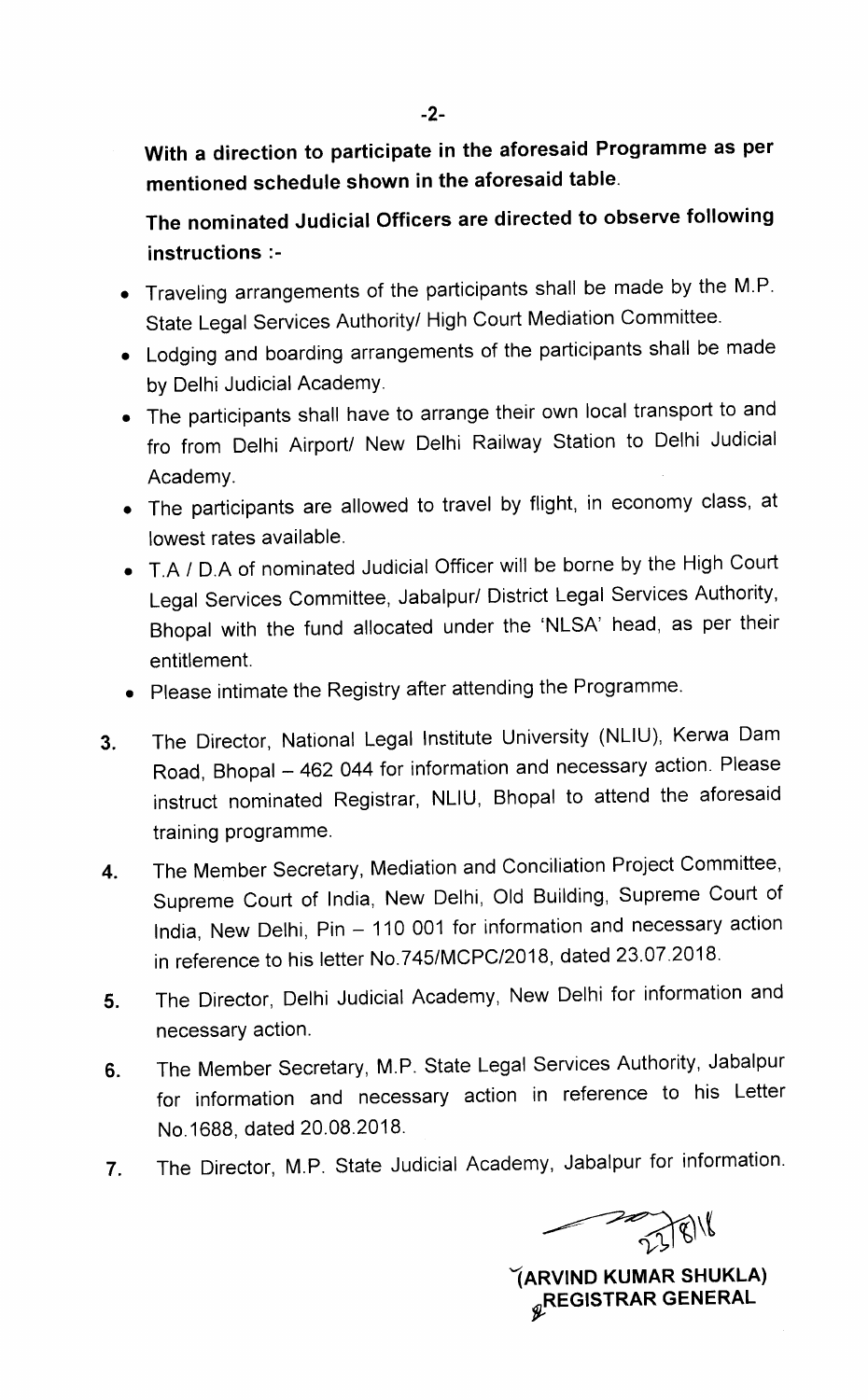**With a direction to participate in the aforesaid Programme as per mentioned schedule shown in the aforesaid table.**

**The nominated Judicial Officers are directed to observe following instructions :-**

- Traveling arrangements of the participants shall be made by the M.P. State Legal Services Authority/ High Court Mediation Committee.
- Lodging and boarding arrangements of the participants shall be made by Delhi Judicial Academy.
- The participants shall have to arrange their own local transport to and fro from Delhi Airport/ New Delhi Railway Station to Delhi Judicial Academy.
- The participants are allowed to travel by flight, in economy class, at lowest rates available.
- T.A / D.A of nominated Judicial Officer will be borne by the High Court Legal Services Committee, Jabalpur/ District Legal Services Authority, Bhopal with the fund allocated under the 'NLSA' head, as per their entitlement.
- Please intimate the Registry after attending the Programme.

3. The Director, National Legal Institute University (NLIU), Kerwa Dam Road, Bhopal – 462 044 for information and necessary action. Please instruct nominated Registrar, NLIU, Bhopal to attend the aforesaid training programme.
4. The Member Secretary, Mediation and Conciliation Project Committee, Supreme Court of India, New Delhi, Old Building, Supreme Court of India, New Delhi, Pin – 110 001 for information and necessary action in reference to his letter No.745/MCPC/2018, dated 23.07.2018.
5. The Director, Delhi Judicial Academy, New Delhi for information and necessary action.
6. The Member Secretary, M.P. State Legal Services Authority, Jabalpur for information and necessary action in reference to his Letter No.1688, dated 20.08.2018.
7. The Director, M.P. State Judicial Academy, Jabalpur for information.

23/8/18

**(ARVIND KUMAR SHUKLA)**
**REGISTRAR GENERAL**